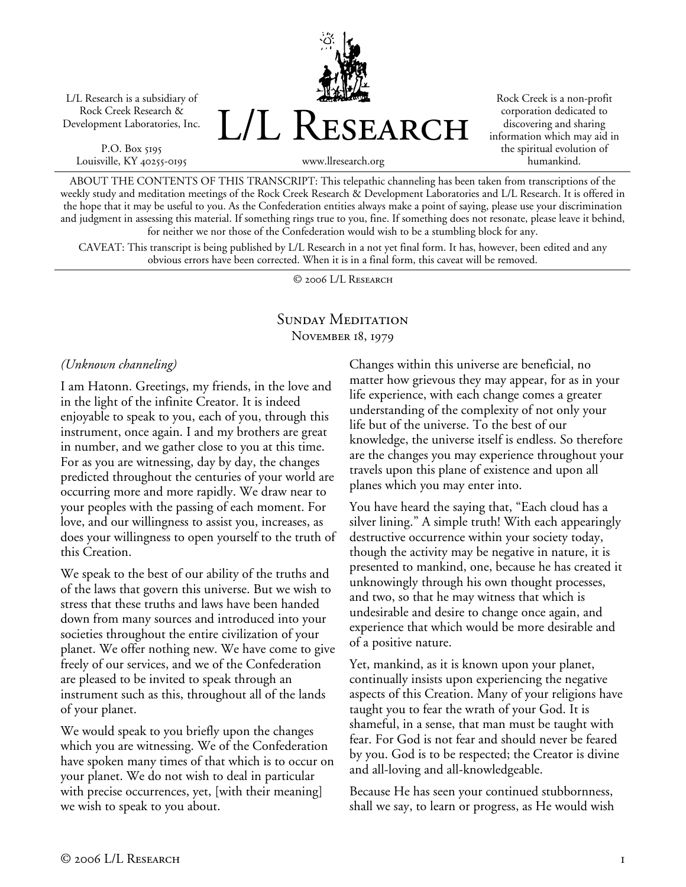L/L Research is a subsidiary of Rock Creek Research & Development Laboratories, Inc.

P.O. Box 5195
Louisville, KY 40255-0195

# L/L Research

www.llresearch.org

Rock Creek is a non-profit corporation dedicated to discovering and sharing information which may aid in the spiritual evolution of humankind.

ABOUT THE CONTENTS OF THIS TRANSCRIPT: This telepathic channeling has been taken from transcriptions of the weekly study and meditation meetings of the Rock Creek Research & Development Laboratories and L/L Research. It is offered in the hope that it may be useful to you. As the Confederation entities always make a point of saying, please use your discrimination and judgment in assessing this material. If something rings true to you, fine. If something does not resonate, please leave it behind, for neither we nor those of the Confederation would wish to be a stumbling block for any.

CAVEAT: This transcript is being published by L/L Research in a not yet final form. It has, however, been edited and any obvious errors have been corrected. When it is in a final form, this caveat will be removed.

© 2006 L/L Research

## Sunday Meditation
### November 18, 1979

*(Unknown channeling)*

I am Hatonn. Greetings, my friends, in the love and in the light of the infinite Creator. It is indeed enjoyable to speak to you, each of you, through this instrument, once again. I and my brothers are great in number, and we gather close to you at this time. For as you are witnessing, day by day, the changes predicted throughout the centuries of your world are occurring more and more rapidly. We draw near to your peoples with the passing of each moment. For love, and our willingness to assist you, increases, as does your willingness to open yourself to the truth of this Creation.

We speak to the best of our ability of the truths and of the laws that govern this universe. But we wish to stress that these truths and laws have been handed down from many sources and introduced into your societies throughout the entire civilization of your planet. We offer nothing new. We have come to give freely of our services, and we of the Confederation are pleased to be invited to speak through an instrument such as this, throughout all of the lands of your planet.

We would speak to you briefly upon the changes which you are witnessing. We of the Confederation have spoken many times of that which is to occur on your planet. We do not wish to deal in particular with precise occurrences, yet, [with their meaning] we wish to speak to you about.

Changes within this universe are beneficial, no matter how grievous they may appear, for as in your life experience, with each change comes a greater understanding of the complexity of not only your life but of the universe. To the best of our knowledge, the universe itself is endless. So therefore are the changes you may experience throughout your travels upon this plane of existence and upon all planes which you may enter into.

You have heard the saying that, "Each cloud has a silver lining." A simple truth! With each appearingly destructive occurrence within your society today, though the activity may be negative in nature, it is presented to mankind, one, because he has created it unknowingly through his own thought processes, and two, so that he may witness that which is undesirable and desire to change once again, and experience that which would be more desirable and of a positive nature.

Yet, mankind, as it is known upon your planet, continually insists upon experiencing the negative aspects of this Creation. Many of your religions have taught you to fear the wrath of your God. It is shameful, in a sense, that man must be taught with fear. For God is not fear and should never be feared by you. God is to be respected; the Creator is divine and all-loving and all-knowledgeable.

Because He has seen your continued stubbornness, shall we say, to learn or progress, as He would wish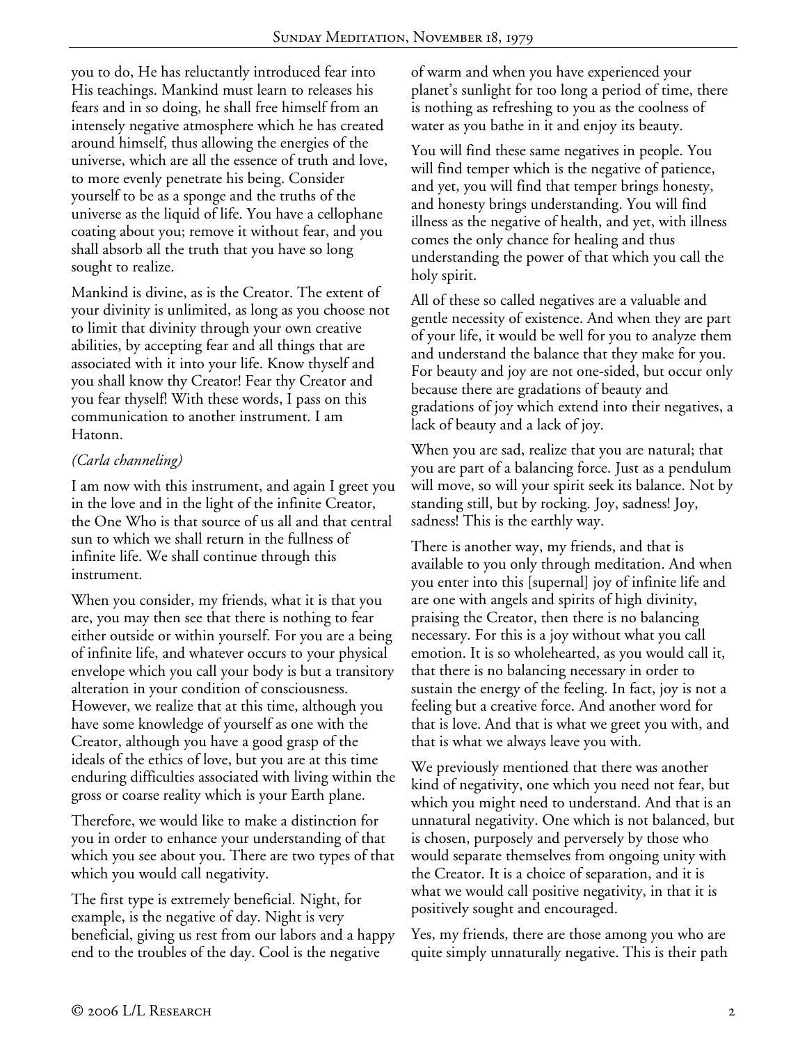you to do, He has reluctantly introduced fear into His teachings. Mankind must learn to releases his fears and in so doing, he shall free himself from an intensely negative atmosphere which he has created around himself, thus allowing the energies of the universe, which are all the essence of truth and love, to more evenly penetrate his being. Consider yourself to be as a sponge and the truths of the universe as the liquid of life. You have a cellophane coating about you; remove it without fear, and you shall absorb all the truth that you have so long sought to realize.

Mankind is divine, as is the Creator. The extent of your divinity is unlimited, as long as you choose not to limit that divinity through your own creative abilities, by accepting fear and all things that are associated with it into your life. Know thyself and you shall know thy Creator! Fear thy Creator and you fear thyself! With these words, I pass on this communication to another instrument. I am Hatonn.

*(Carla channeling)*

I am now with this instrument, and again I greet you in the love and in the light of the infinite Creator, the One Who is that source of us all and that central sun to which we shall return in the fullness of infinite life. We shall continue through this instrument.

When you consider, my friends, what it is that you are, you may then see that there is nothing to fear either outside or within yourself. For you are a being of infinite life, and whatever occurs to your physical envelope which you call your body is but a transitory alteration in your condition of consciousness. However, we realize that at this time, although you have some knowledge of yourself as one with the Creator, although you have a good grasp of the ideals of the ethics of love, but you are at this time enduring difficulties associated with living within the gross or coarse reality which is your Earth plane.

Therefore, we would like to make a distinction for you in order to enhance your understanding of that which you see about you. There are two types of that which you would call negativity.

The first type is extremely beneficial. Night, for example, is the negative of day. Night is very beneficial, giving us rest from our labors and a happy end to the troubles of the day. Cool is the negative of warm and when you have experienced your planet's sunlight for too long a period of time, there is nothing as refreshing to you as the coolness of water as you bathe in it and enjoy its beauty.

You will find these same negatives in people. You will find temper which is the negative of patience, and yet, you will find that temper brings honesty, and honesty brings understanding. You will find illness as the negative of health, and yet, with illness comes the only chance for healing and thus understanding the power of that which you call the holy spirit.

All of these so called negatives are a valuable and gentle necessity of existence. And when they are part of your life, it would be well for you to analyze them and understand the balance that they make for you. For beauty and joy are not one-sided, but occur only because there are gradations of beauty and gradations of joy which extend into their negatives, a lack of beauty and a lack of joy.

When you are sad, realize that you are natural; that you are part of a balancing force. Just as a pendulum will move, so will your spirit seek its balance. Not by standing still, but by rocking. Joy, sadness! Joy, sadness! This is the earthly way.

There is another way, my friends, and that is available to you only through meditation. And when you enter into this [supernal] joy of infinite life and are one with angels and spirits of high divinity, praising the Creator, then there is no balancing necessary. For this is a joy without what you call emotion. It is so wholehearted, as you would call it, that there is no balancing necessary in order to sustain the energy of the feeling. In fact, joy is not a feeling but a creative force. And another word for that is love. And that is what we greet you with, and that is what we always leave you with.

We previously mentioned that there was another kind of negativity, one which you need not fear, but which you might need to understand. And that is an unnatural negativity. One which is not balanced, but is chosen, purposely and perversely by those who would separate themselves from ongoing unity with the Creator. It is a choice of separation, and it is what we would call positive negativity, in that it is positively sought and encouraged.

Yes, my friends, there are those among you who are quite simply unnaturally negative. This is their path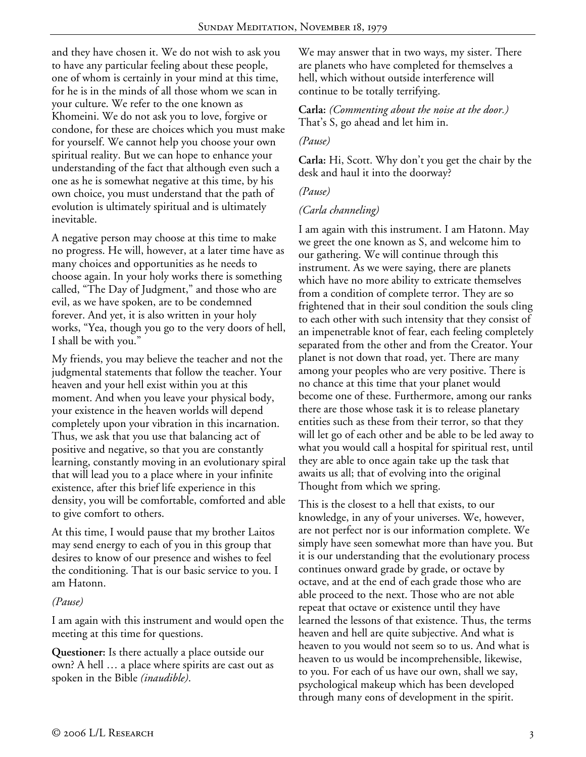and they have chosen it. We do not wish to ask you to have any particular feeling about these people, one of whom is certainly in your mind at this time, for he is in the minds of all those whom we scan in your culture. We refer to the one known as Khomeini. We do not ask you to love, forgive or condone, for these are choices which you must make for yourself. We cannot help you choose your own spiritual reality. But we can hope to enhance your understanding of the fact that although even such a one as he is somewhat negative at this time, by his own choice, you must understand that the path of evolution is ultimately spiritual and is ultimately inevitable.

A negative person may choose at this time to make no progress. He will, however, at a later time have as many choices and opportunities as he needs to choose again. In your holy works there is something called, "The Day of Judgment," and those who are evil, as we have spoken, are to be condemned forever. And yet, it is also written in your holy works, "Yea, though you go to the very doors of hell, I shall be with you."

My friends, you may believe the teacher and not the judgmental statements that follow the teacher. Your heaven and your hell exist within you at this moment. And when you leave your physical body, your existence in the heaven worlds will depend completely upon your vibration in this incarnation. Thus, we ask that you use that balancing act of positive and negative, so that you are constantly learning, constantly moving in an evolutionary spiral that will lead you to a place where in your infinite existence, after this brief life experience in this density, you will be comfortable, comforted and able to give comfort to others.

At this time, I would pause that my brother Laitos may send energy to each of you in this group that desires to know of our presence and wishes to feel the conditioning. That is our basic service to you. I am Hatonn.

*(Pause)*

I am again with this instrument and would open the meeting at this time for questions.

**Questioner:** Is there actually a place outside our own? A hell … a place where spirits are cast out as spoken in the Bible *(inaudible)*.

We may answer that in two ways, my sister. There are planets who have completed for themselves a hell, which without outside interference will continue to be totally terrifying.

**Carla:** *(Commenting about the noise at the door.)* That's S, go ahead and let him in.

*(Pause)*

**Carla:** Hi, Scott. Why don't you get the chair by the desk and haul it into the doorway?

*(Pause)*

*(Carla channeling)*

I am again with this instrument. I am Hatonn. May we greet the one known as S, and welcome him to our gathering. We will continue through this instrument. As we were saying, there are planets which have no more ability to extricate themselves from a condition of complete terror. They are so frightened that in their soul condition the souls cling to each other with such intensity that they consist of an impenetrable knot of fear, each feeling completely separated from the other and from the Creator. Your planet is not down that road, yet. There are many among your peoples who are very positive. There is no chance at this time that your planet would become one of these. Furthermore, among our ranks there are those whose task it is to release planetary entities such as these from their terror, so that they will let go of each other and be able to be led away to what you would call a hospital for spiritual rest, until they are able to once again take up the task that awaits us all; that of evolving into the original Thought from which we spring.

This is the closest to a hell that exists, to our knowledge, in any of your universes. We, however, are not perfect nor is our information complete. We simply have seen somewhat more than have you. But it is our understanding that the evolutionary process continues onward grade by grade, or octave by octave, and at the end of each grade those who are able proceed to the next. Those who are not able repeat that octave or existence until they have learned the lessons of that existence. Thus, the terms heaven and hell are quite subjective. And what is heaven to you would not seem so to us. And what is heaven to us would be incomprehensible, likewise, to you. For each of us have our own, shall we say, psychological makeup which has been developed through many eons of development in the spirit.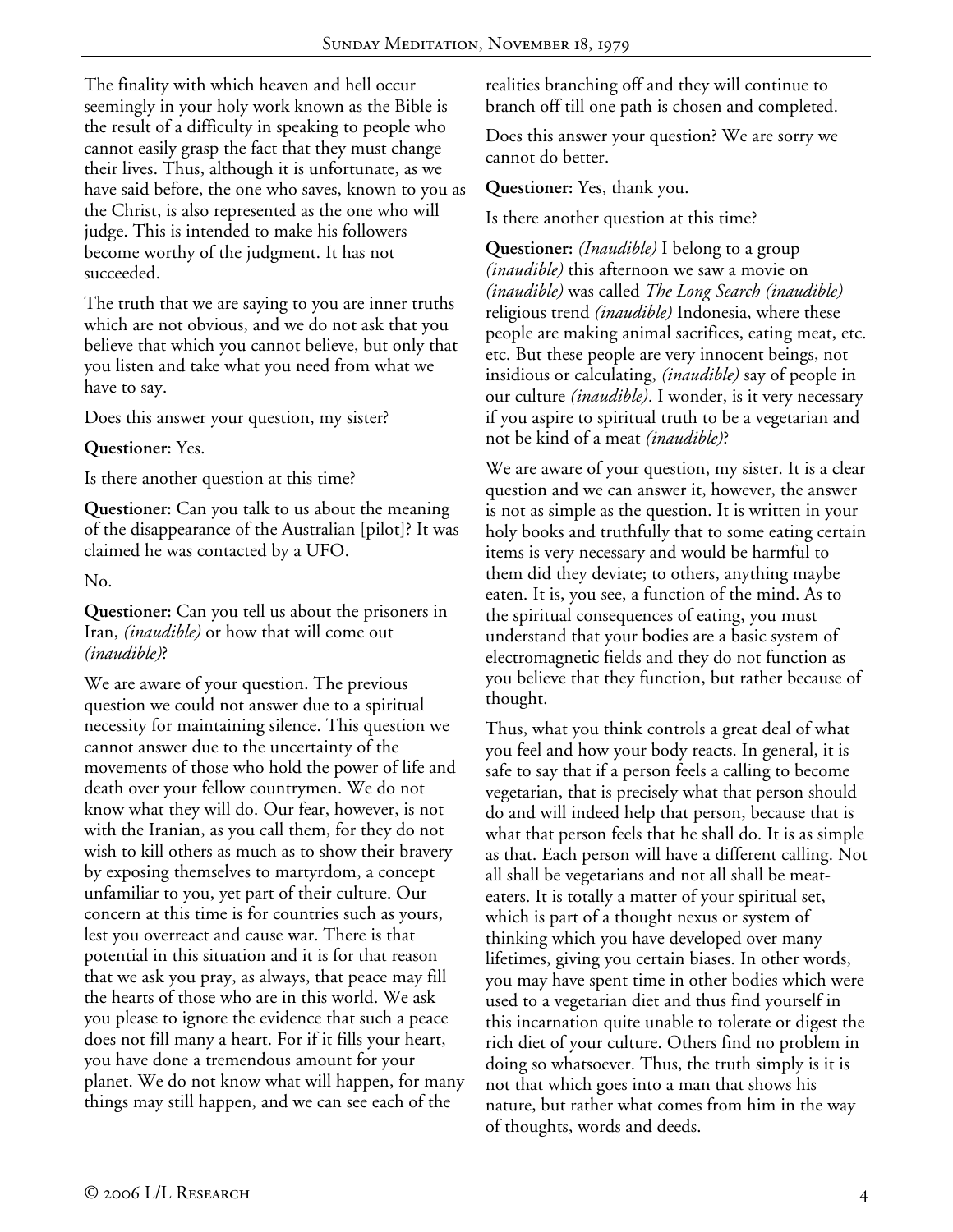The finality with which heaven and hell occur seemingly in your holy work known as the Bible is the result of a difficulty in speaking to people who cannot easily grasp the fact that they must change their lives. Thus, although it is unfortunate, as we have said before, the one who saves, known to you as the Christ, is also represented as the one who will judge. This is intended to make his followers become worthy of the judgment. It has not succeeded.

The truth that we are saying to you are inner truths which are not obvious, and we do not ask that you believe that which you cannot believe, but only that you listen and take what you need from what we have to say.

Does this answer your question, my sister?

**Questioner:** Yes.

Is there another question at this time?

**Questioner:** Can you talk to us about the meaning of the disappearance of the Australian [pilot]? It was claimed he was contacted by a UFO.

No.

**Questioner:** Can you tell us about the prisoners in Iran, *(inaudible)* or how that will come out *(inaudible)*?

We are aware of your question. The previous question we could not answer due to a spiritual necessity for maintaining silence. This question we cannot answer due to the uncertainty of the movements of those who hold the power of life and death over your fellow countrymen. We do not know what they will do. Our fear, however, is not with the Iranian, as you call them, for they do not wish to kill others as much as to show their bravery by exposing themselves to martyrdom, a concept unfamiliar to you, yet part of their culture. Our concern at this time is for countries such as yours, lest you overreact and cause war. There is that potential in this situation and it is for that reason that we ask you pray, as always, that peace may fill the hearts of those who are in this world. We ask you please to ignore the evidence that such a peace does not fill many a heart. For if it fills your heart, you have done a tremendous amount for your planet. We do not know what will happen, for many things may still happen, and we can see each of the realities branching off and they will continue to branch off till one path is chosen and completed.

Does this answer your question? We are sorry we cannot do better.

**Questioner:** Yes, thank you.

Is there another question at this time?

**Questioner:** *(Inaudible)* I belong to a group *(inaudible)* this afternoon we saw a movie on *(inaudible)* was called *The Long Search (inaudible)* religious trend *(inaudible)* Indonesia, where these people are making animal sacrifices, eating meat, etc. etc. But these people are very innocent beings, not insidious or calculating, *(inaudible)* say of people in our culture *(inaudible)*. I wonder, is it very necessary if you aspire to spiritual truth to be a vegetarian and not be kind of a meat *(inaudible)*?

We are aware of your question, my sister. It is a clear question and we can answer it, however, the answer is not as simple as the question. It is written in your holy books and truthfully that to some eating certain items is very necessary and would be harmful to them did they deviate; to others, anything maybe eaten. It is, you see, a function of the mind. As to the spiritual consequences of eating, you must understand that your bodies are a basic system of electromagnetic fields and they do not function as you believe that they function, but rather because of thought.

Thus, what you think controls a great deal of what you feel and how your body reacts. In general, it is safe to say that if a person feels a calling to become vegetarian, that is precisely what that person should do and will indeed help that person, because that is what that person feels that he shall do. It is as simple as that. Each person will have a different calling. Not all shall be vegetarians and not all shall be meat-eaters. It is totally a matter of your spiritual set, which is part of a thought nexus or system of thinking which you have developed over many lifetimes, giving you certain biases. In other words, you may have spent time in other bodies which were used to a vegetarian diet and thus find yourself in this incarnation quite unable to tolerate or digest the rich diet of your culture. Others find no problem in doing so whatsoever. Thus, the truth simply is it is not that which goes into a man that shows his nature, but rather what comes from him in the way of thoughts, words and deeds.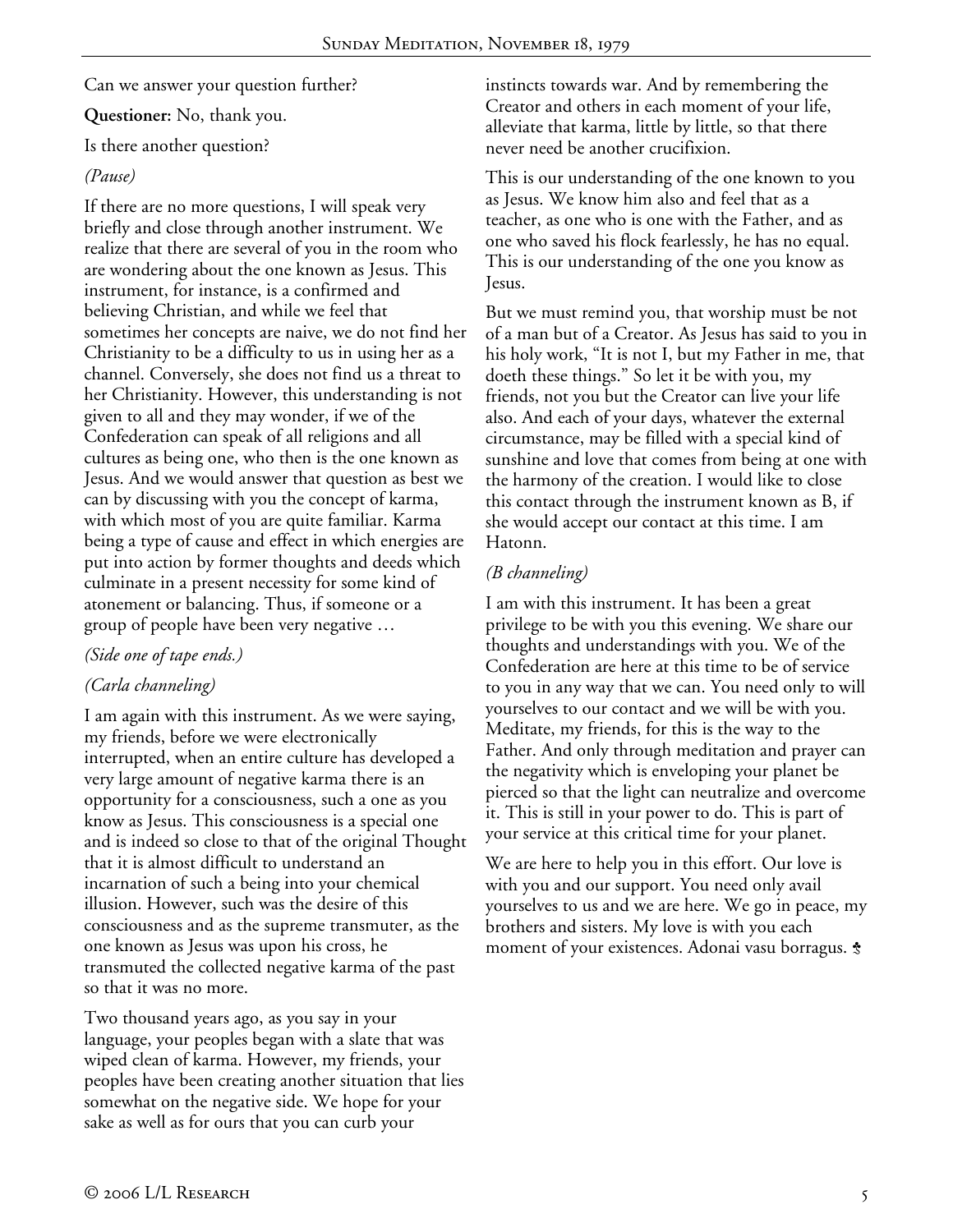Can we answer your question further?

**Questioner:** No, thank you.

Is there another question?

*(Pause)*

If there are no more questions, I will speak very briefly and close through another instrument. We realize that there are several of you in the room who are wondering about the one known as Jesus. This instrument, for instance, is a confirmed and believing Christian, and while we feel that sometimes her concepts are naive, we do not find her Christianity to be a difficulty to us in using her as a channel. Conversely, she does not find us a threat to her Christianity. However, this understanding is not given to all and they may wonder, if we of the Confederation can speak of all religions and all cultures as being one, who then is the one known as Jesus. And we would answer that question as best we can by discussing with you the concept of karma, with which most of you are quite familiar. Karma being a type of cause and effect in which energies are put into action by former thoughts and deeds which culminate in a present necessity for some kind of atonement or balancing. Thus, if someone or a group of people have been very negative …

*(Side one of tape ends.)*

*(Carla channeling)*

I am again with this instrument. As we were saying, my friends, before we were electronically interrupted, when an entire culture has developed a very large amount of negative karma there is an opportunity for a consciousness, such a one as you know as Jesus. This consciousness is a special one and is indeed so close to that of the original Thought that it is almost difficult to understand an incarnation of such a being into your chemical illusion. However, such was the desire of this consciousness and as the supreme transmuter, as the one known as Jesus was upon his cross, he transmuted the collected negative karma of the past so that it was no more.

Two thousand years ago, as you say in your language, your peoples began with a slate that was wiped clean of karma. However, my friends, your peoples have been creating another situation that lies somewhat on the negative side. We hope for your sake as well as for ours that you can curb your instincts towards war. And by remembering the Creator and others in each moment of your life, alleviate that karma, little by little, so that there never need be another crucifixion.

This is our understanding of the one known to you as Jesus. We know him also and feel that as a teacher, as one who is one with the Father, and as one who saved his flock fearlessly, he has no equal. This is our understanding of the one you know as Jesus.

But we must remind you, that worship must be not of a man but of a Creator. As Jesus has said to you in his holy work, "It is not I, but my Father in me, that doeth these things." So let it be with you, my friends, not you but the Creator can live your life also. And each of your days, whatever the external circumstance, may be filled with a special kind of sunshine and love that comes from being at one with the harmony of the creation. I would like to close this contact through the instrument known as B, if she would accept our contact at this time. I am Hatonn.

*(B channeling)*

I am with this instrument. It has been a great privilege to be with you this evening. We share our thoughts and understandings with you. We of the Confederation are here at this time to be of service to you in any way that we can. You need only to will yourselves to our contact and we will be with you. Meditate, my friends, for this is the way to the Father. And only through meditation and prayer can the negativity which is enveloping your planet be pierced so that the light can neutralize and overcome it. This is still in your power to do. This is part of your service at this critical time for your planet.

We are here to help you in this effort. Our love is with you and our support. You need only avail yourselves to us and we are here. We go in peace, my brothers and sisters. My love is with you each moment of your existences. Adonai vasu borragus.